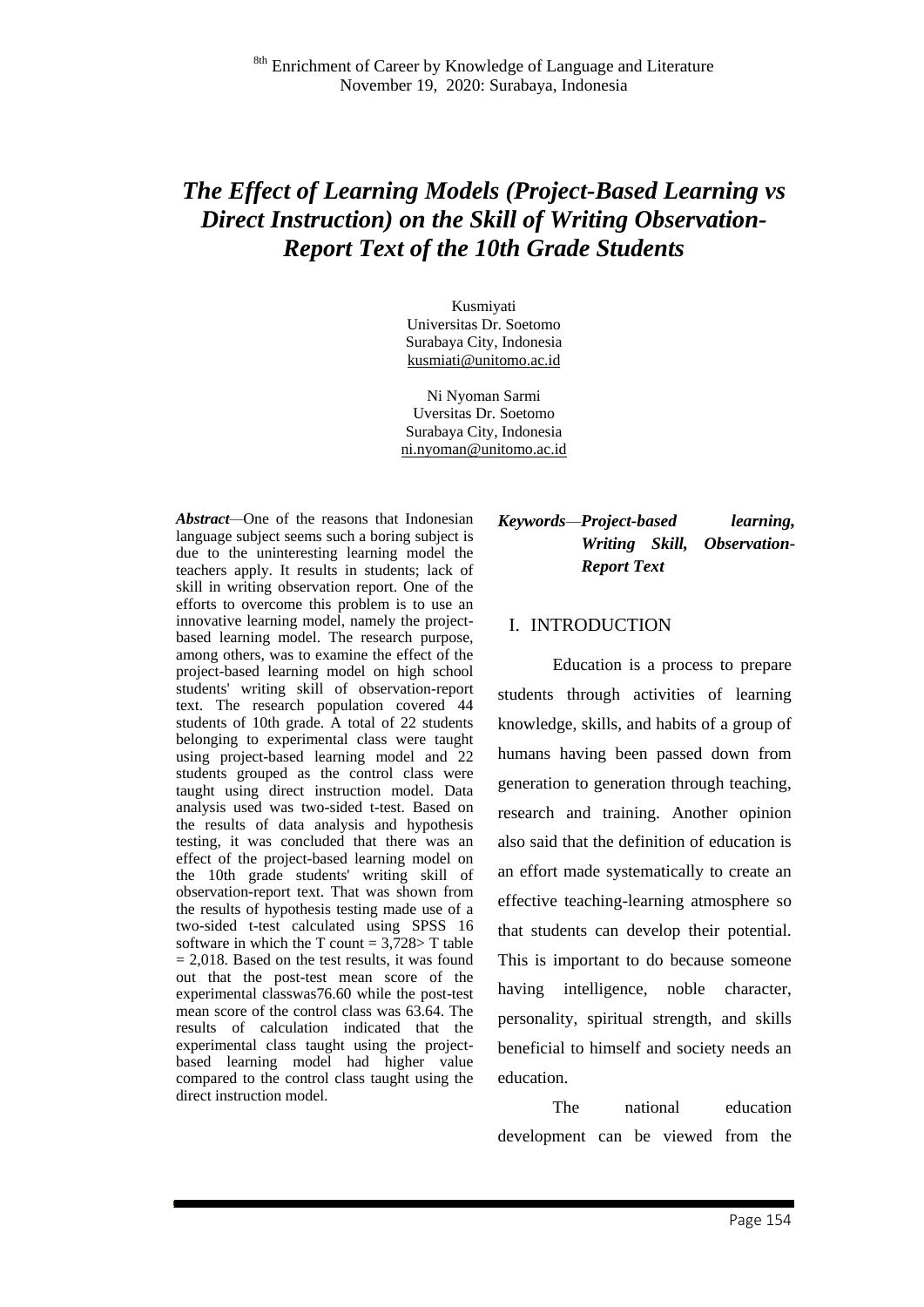# *The Effect of Learning Models (Project-Based Learning vs Direct Instruction) on the Skill of Writing Observation-Report Text of the 10th Grade Students*

Kusmiyati
Universitas Dr. Soetomo
Surabaya City, Indonesia
kusmiati@unitomo.ac.id

Ni Nyoman Sarmi
Uversitas Dr. Soetomo
Surabaya City, Indonesia
ni.nyoman@unitomo.ac.id

***Abstract***—One of the reasons that Indonesian language subject seems such a boring subject is due to the uninteresting learning model the teachers apply. It results in students; lack of skill in writing observation report. One of the efforts to overcome this problem is to use an innovative learning model, namely the project-based learning model. The research purpose, among others, was to examine the effect of the project-based learning model on high school students' writing skill of observation-report text. The research population covered 44 students of 10th grade. A total of 22 students belonging to experimental class were taught using project-based learning model and 22 students grouped as the control class were taught using direct instruction model. Data analysis used was two-sided t-test. Based on the results of data analysis and hypothesis testing, it was concluded that there was an effect of the project-based learning model on the 10th grade students' writing skill of observation-report text. That was shown from the results of hypothesis testing made use of a two-sided t-test calculated using SPSS 16 software in which the T count = 3,728> T table = 2,018. Based on the test results, it was found out that the post-test mean score of the experimental classwas76.60 while the post-test mean score of the control class was 63.64. The results of calculation indicated that the experimental class taught using the project-based learning model had higher value compared to the control class taught using the direct instruction model.

***Keywords*—*Project-based learning, Writing Skill, Observation-Report Text***

## I. INTRODUCTION

Education is a process to prepare students through activities of learning knowledge, skills, and habits of a group of humans having been passed down from generation to generation through teaching, research and training. Another opinion also said that the definition of education is an effort made systematically to create an effective teaching-learning atmosphere so that students can develop their potential. This is important to do because someone having intelligence, noble character, personality, spiritual strength, and skills beneficial to himself and society needs an education.

The national education development can be viewed from the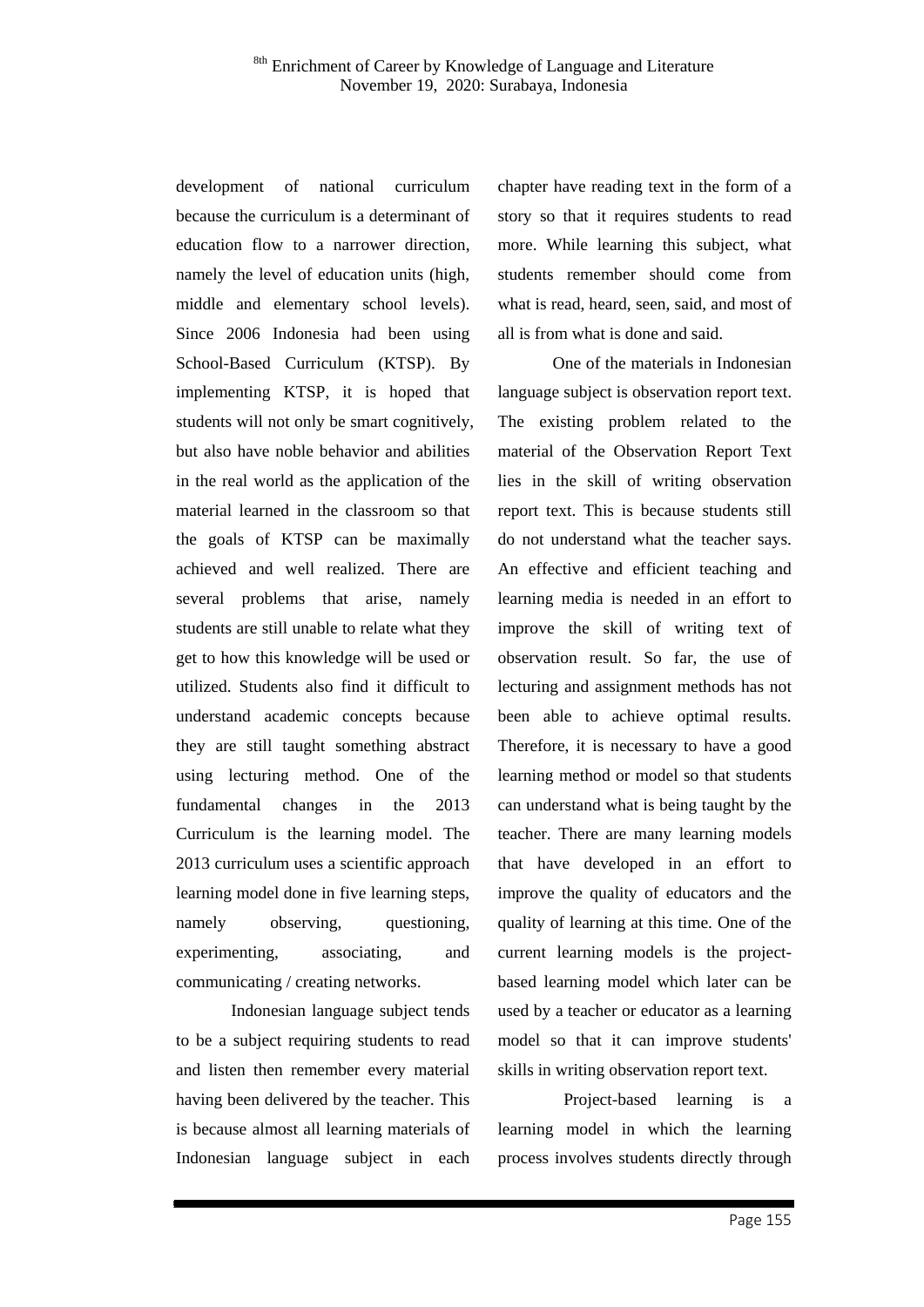development of national curriculum because the curriculum is a determinant of education flow to a narrower direction, namely the level of education units (high, middle and elementary school levels). Since 2006 Indonesia had been using School-Based Curriculum (KTSP). By implementing KTSP, it is hoped that students will not only be smart cognitively, but also have noble behavior and abilities in the real world as the application of the material learned in the classroom so that the goals of KTSP can be maximally achieved and well realized. There are several problems that arise, namely students are still unable to relate what they get to how this knowledge will be used or utilized. Students also find it difficult to understand academic concepts because they are still taught something abstract using lecturing method. One of the fundamental changes in the 2013 Curriculum is the learning model. The 2013 curriculum uses a scientific approach learning model done in five learning steps, namely observing, questioning, experimenting, associating, and communicating / creating networks.

Indonesian language subject tends to be a subject requiring students to read and listen then remember every material having been delivered by the teacher. This is because almost all learning materials of Indonesian language subject in each chapter have reading text in the form of a story so that it requires students to read more. While learning this subject, what students remember should come from what is read, heard, seen, said, and most of all is from what is done and said.

One of the materials in Indonesian language subject is observation report text. The existing problem related to the material of the Observation Report Text lies in the skill of writing observation report text. This is because students still do not understand what the teacher says. An effective and efficient teaching and learning media is needed in an effort to improve the skill of writing text of observation result. So far, the use of lecturing and assignment methods has not been able to achieve optimal results. Therefore, it is necessary to have a good learning method or model so that students can understand what is being taught by the teacher. There are many learning models that have developed in an effort to improve the quality of educators and the quality of learning at this time. One of the current learning models is the project-based learning model which later can be used by a teacher or educator as a learning model so that it can improve students' skills in writing observation report text.

Project-based learning is a learning model in which the learning process involves students directly through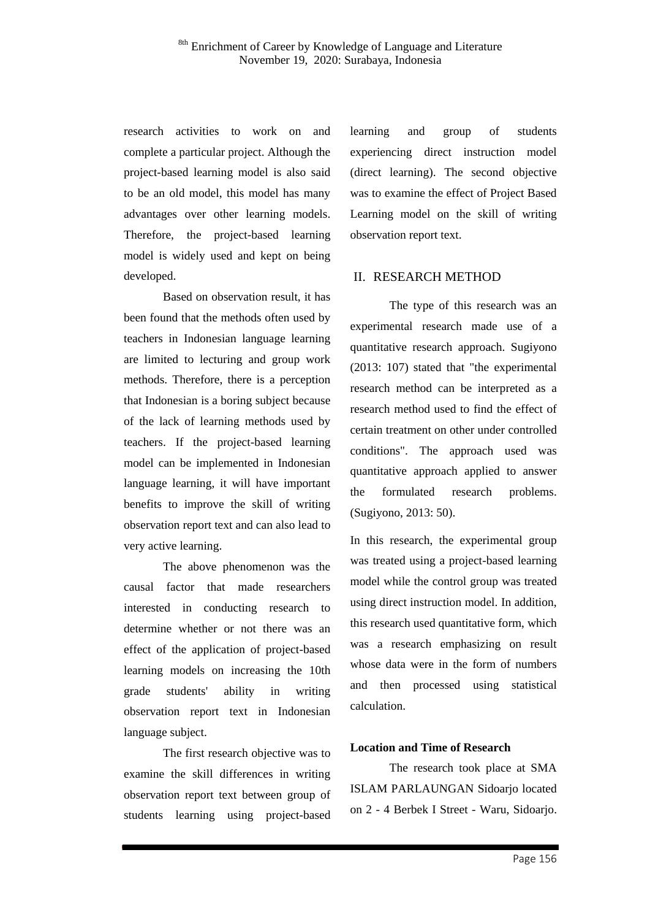research activities to work on and complete a particular project. Although the project-based learning model is also said to be an old model, this model has many advantages over other learning models. Therefore, the project-based learning model is widely used and kept on being developed.

Based on observation result, it has been found that the methods often used by teachers in Indonesian language learning are limited to lecturing and group work methods. Therefore, there is a perception that Indonesian is a boring subject because of the lack of learning methods used by teachers. If the project-based learning model can be implemented in Indonesian language learning, it will have important benefits to improve the skill of writing observation report text and can also lead to very active learning.

The above phenomenon was the causal factor that made researchers interested in conducting research to determine whether or not there was an effect of the application of project-based learning models on increasing the 10th grade students' ability in writing observation report text in Indonesian language subject.

The first research objective was to examine the skill differences in writing observation report text between group of students learning using project-based learning and group of students experiencing direct instruction model (direct learning). The second objective was to examine the effect of Project Based Learning model on the skill of writing observation report text.

## II. RESEARCH METHOD

The type of this research was an experimental research made use of a quantitative research approach. Sugiyono (2013: 107) stated that "the experimental research method can be interpreted as a research method used to find the effect of certain treatment on other under controlled conditions". The approach used was quantitative approach applied to answer the formulated research problems. (Sugiyono, 2013: 50).

In this research, the experimental group was treated using a project-based learning model while the control group was treated using direct instruction model. In addition, this research used quantitative form, which was a research emphasizing on result whose data were in the form of numbers and then processed using statistical calculation.

**Location and Time of Research**

The research took place at SMA ISLAM PARLAUNGAN Sidoarjo located on 2 - 4 Berbek I Street - Waru, Sidoarjo.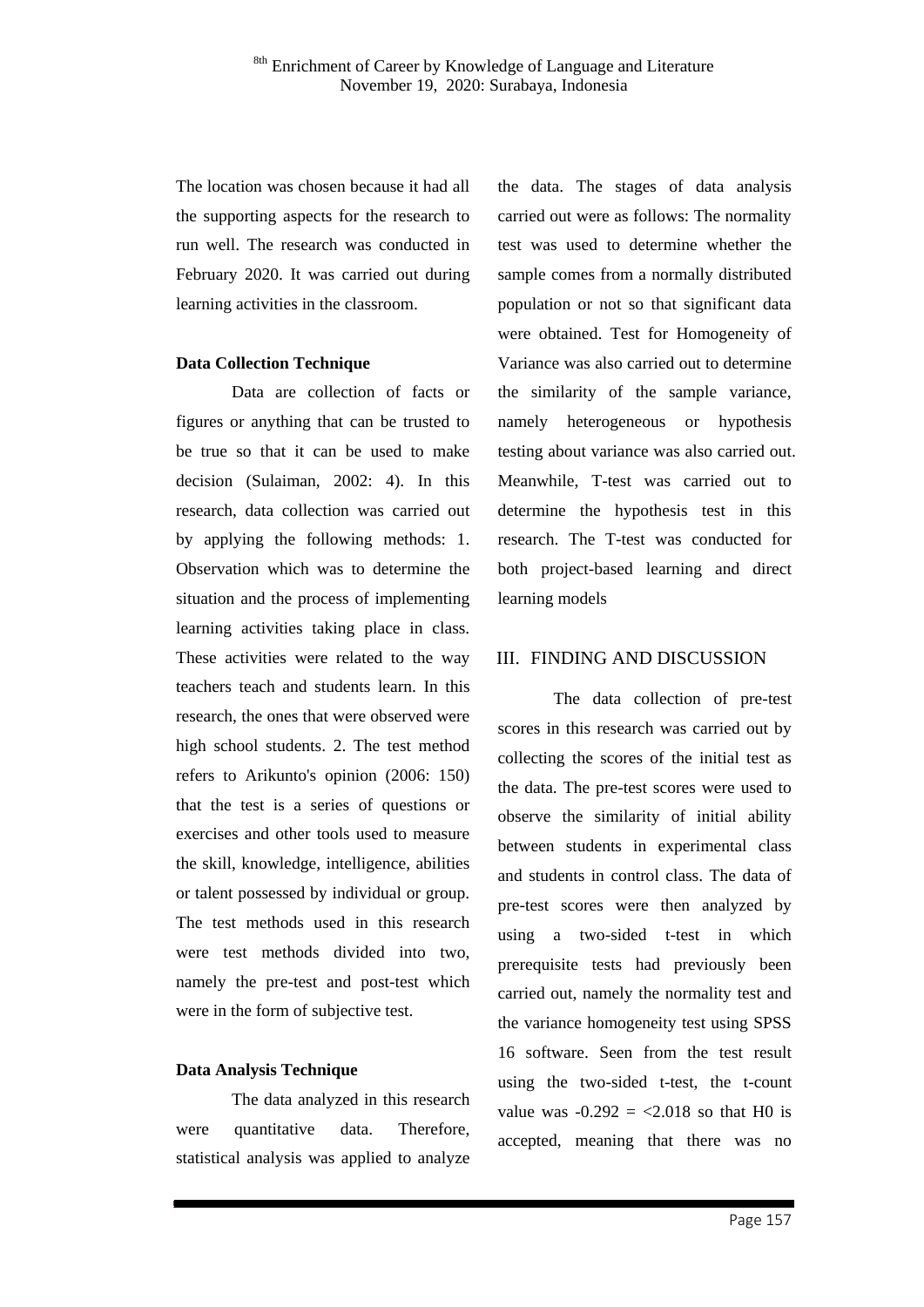The location was chosen because it had all the supporting aspects for the research to run well. The research was conducted in February 2020. It was carried out during learning activities in the classroom.

**Data Collection Technique**

Data are collection of facts or figures or anything that can be trusted to be true so that it can be used to make decision (Sulaiman, 2002: 4). In this research, data collection was carried out by applying the following methods: 1. Observation which was to determine the situation and the process of implementing learning activities taking place in class. These activities were related to the way teachers teach and students learn. In this research, the ones that were observed were high school students. 2. The test method refers to Arikunto's opinion (2006: 150) that the test is a series of questions or exercises and other tools used to measure the skill, knowledge, intelligence, abilities or talent possessed by individual or group. The test methods used in this research were test methods divided into two, namely the pre-test and post-test which were in the form of subjective test.

**Data Analysis Technique**

The data analyzed in this research were quantitative data. Therefore, statistical analysis was applied to analyze the data. The stages of data analysis carried out were as follows: The normality test was used to determine whether the sample comes from a normally distributed population or not so that significant data were obtained. Test for Homogeneity of Variance was also carried out to determine the similarity of the sample variance, namely heterogeneous or hypothesis testing about variance was also carried out. Meanwhile, T-test was carried out to determine the hypothesis test in this research. The T-test was conducted for both project-based learning and direct learning models

## III. FINDING AND DISCUSSION

The data collection of pre-test scores in this research was carried out by collecting the scores of the initial test as the data. The pre-test scores were used to observe the similarity of initial ability between students in experimental class and students in control class. The data of pre-test scores were then analyzed by using a two-sided t-test in which prerequisite tests had previously been carried out, namely the normality test and the variance homogeneity test using SPSS 16 software. Seen from the test result using the two-sided t-test, the t-count value was -0.292 = <2.018 so that H0 is accepted, meaning that there was no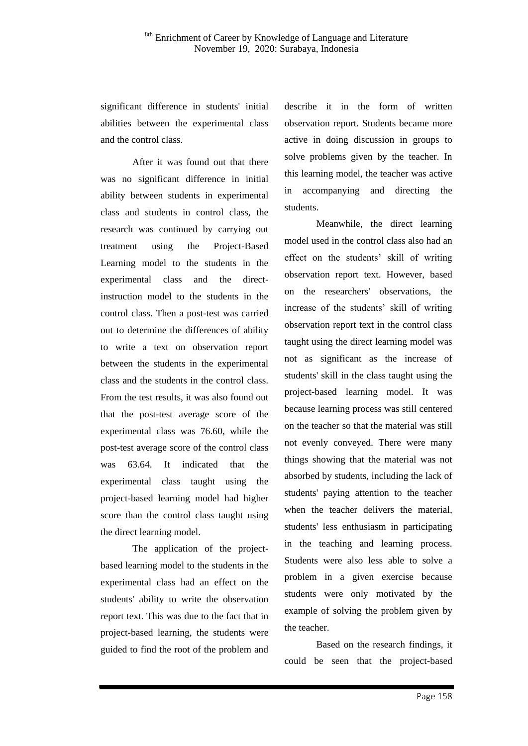significant difference in students' initial abilities between the experimental class and the control class.

After it was found out that there was no significant difference in initial ability between students in experimental class and students in control class, the research was continued by carrying out treatment using the Project-Based Learning model to the students in the experimental class and the direct-instruction model to the students in the control class. Then a post-test was carried out to determine the differences of ability to write a text on observation report between the students in the experimental class and the students in the control class. From the test results, it was also found out that the post-test average score of the experimental class was 76.60, while the post-test average score of the control class was 63.64. It indicated that the experimental class taught using the project-based learning model had higher score than the control class taught using the direct learning model.

The application of the project-based learning model to the students in the experimental class had an effect on the students' ability to write the observation report text. This was due to the fact that in project-based learning, the students were guided to find the root of the problem and describe it in the form of written observation report. Students became more active in doing discussion in groups to solve problems given by the teacher. In this learning model, the teacher was active in accompanying and directing the students.

Meanwhile, the direct learning model used in the control class also had an effect on the students' skill of writing observation report text. However, based on the researchers' observations, the increase of the students' skill of writing observation report text in the control class taught using the direct learning model was not as significant as the increase of students' skill in the class taught using the project-based learning model. It was because learning process was still centered on the teacher so that the material was still not evenly conveyed. There were many things showing that the material was not absorbed by students, including the lack of students' paying attention to the teacher when the teacher delivers the material, students' less enthusiasm in participating in the teaching and learning process. Students were also less able to solve a problem in a given exercise because students were only motivated by the example of solving the problem given by the teacher.

Based on the research findings, it could be seen that the project-based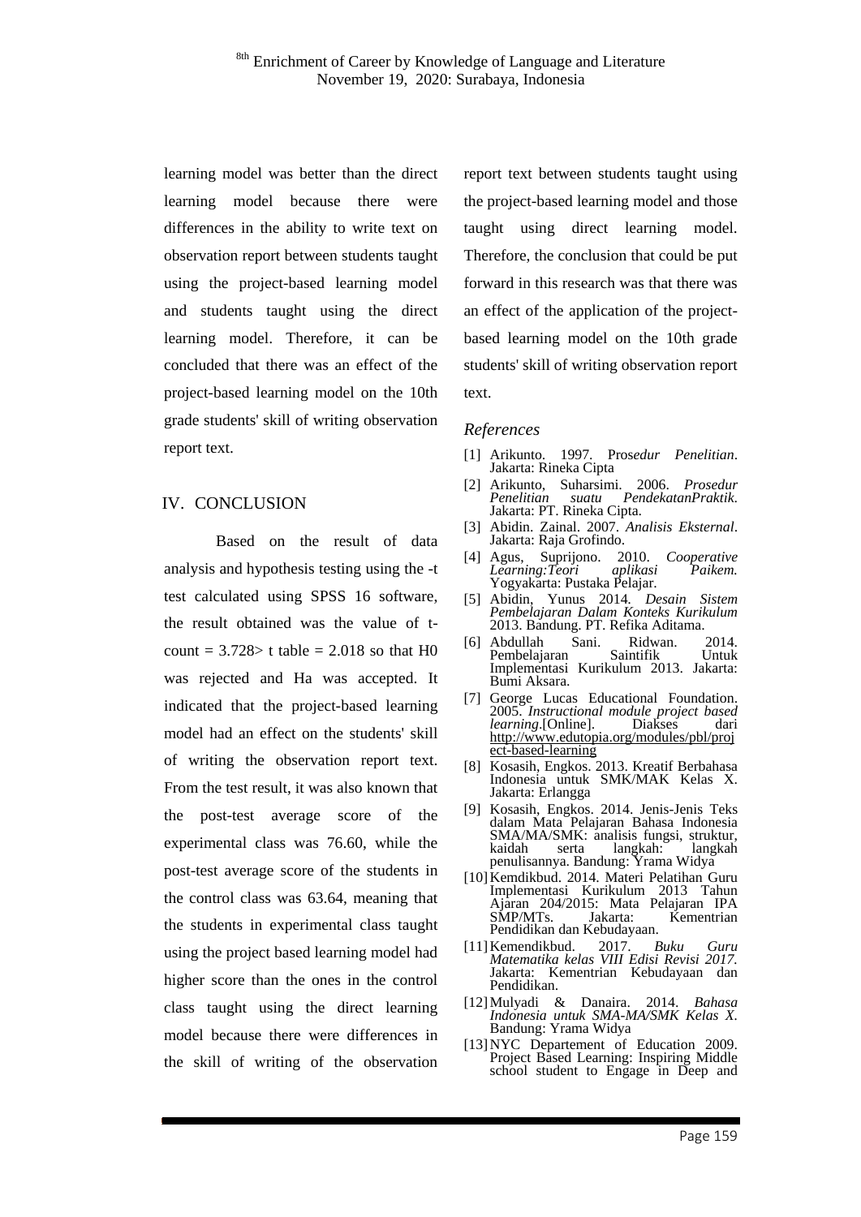learning model was better than the direct learning model because there were differences in the ability to write text on observation report between students taught using the project-based learning model and students taught using the direct learning model. Therefore, it can be concluded that there was an effect of the project-based learning model on the 10th grade students' skill of writing observation report text.

## IV. CONCLUSION

Based on the result of data analysis and hypothesis testing using the -t test calculated using SPSS 16 software, the result obtained was the value of t-count = 3.728> t table = 2.018 so that H0 was rejected and Ha was accepted. It indicated that the project-based learning model had an effect on the students' skill of writing the observation report text. From the test result, it was also known that the post-test average score of the experimental class was 76.60, while the post-test average score of the students in the control class was 63.64, meaning that the students in experimental class taught using the project based learning model had higher score than the ones in the control class taught using the direct learning model because there were differences in the skill of writing of the observation report text between students taught using the project-based learning model and those taught using direct learning model. Therefore, the conclusion that could be put forward in this research was that there was an effect of the application of the project-based learning model on the 10th grade students' skill of writing observation report text.

## *References*

[1] Arikunto. 1997. Pros*edur Penelitian*. Jakarta: Rineka Cipta

[2] Arikunto, Suharsimi. 2006. *Prosedur Penelitian suatu PendekatanPraktik*. Jakarta: PT. Rineka Cipta.

[3] Abidin. Zainal. 2007. *Analisis Eksternal*. Jakarta: Raja Grofindo.

[4] Agus, Suprijono. 2010. *Cooperative Learning:Teori aplikasi Paikem.* Yogyakarta: Pustaka Pelajar.

[5] Abidin, Yunus 2014*. Desain Sistem Pembelajaran Dalam Konteks Kurikulum* 2013. Bandung. PT. Refika Aditama.

[6] Abdullah Sani. Ridwan. 2014. Pembelajaran Saintifik Untuk Implementasi Kurikulum 2013. Jakarta: Bumi Aksara.

[7] George Lucas Educational Foundation. 2005. *Instructional module project based learning*.[Online]. Diakses dari http://www.edutopia.org/modules/pbl/project-based-learning

[8] Kosasih, Engkos. 2013. Kreatif Berbahasa Indonesia untuk SMK/MAK Kelas X. Jakarta: Erlangga

[9] Kosasih, Engkos. 2014. Jenis-Jenis Teks dalam Mata Pelajaran Bahasa Indonesia SMA/MA/SMK: analisis fungsi, struktur, kaidah serta langkah: langkah penulisannya. Bandung: Yrama Widya

[10] Kemdikbud. 2014. Materi Pelatihan Guru Implementasi Kurikulum 2013 Tahun Ajaran 204/2015: Mata Pelajaran IPA SMP/MTs. Jakarta: Kementrian Pendidikan dan Kebudayaan.

[11] Kemendikbud. 2017. *Buku Guru Matematika kelas VIII Edisi Revisi 2017.* Jakarta: Kementrian Kebudayaan dan Pendidikan.

[12] Mulyadi & Danaira. 2014. *Bahasa Indonesia untuk SMA-MA/SMK Kelas X*. Bandung: Yrama Widya

[13] NYC Departement of Education 2009. Project Based Learning: Inspiring Middle school student to Engage in Deep and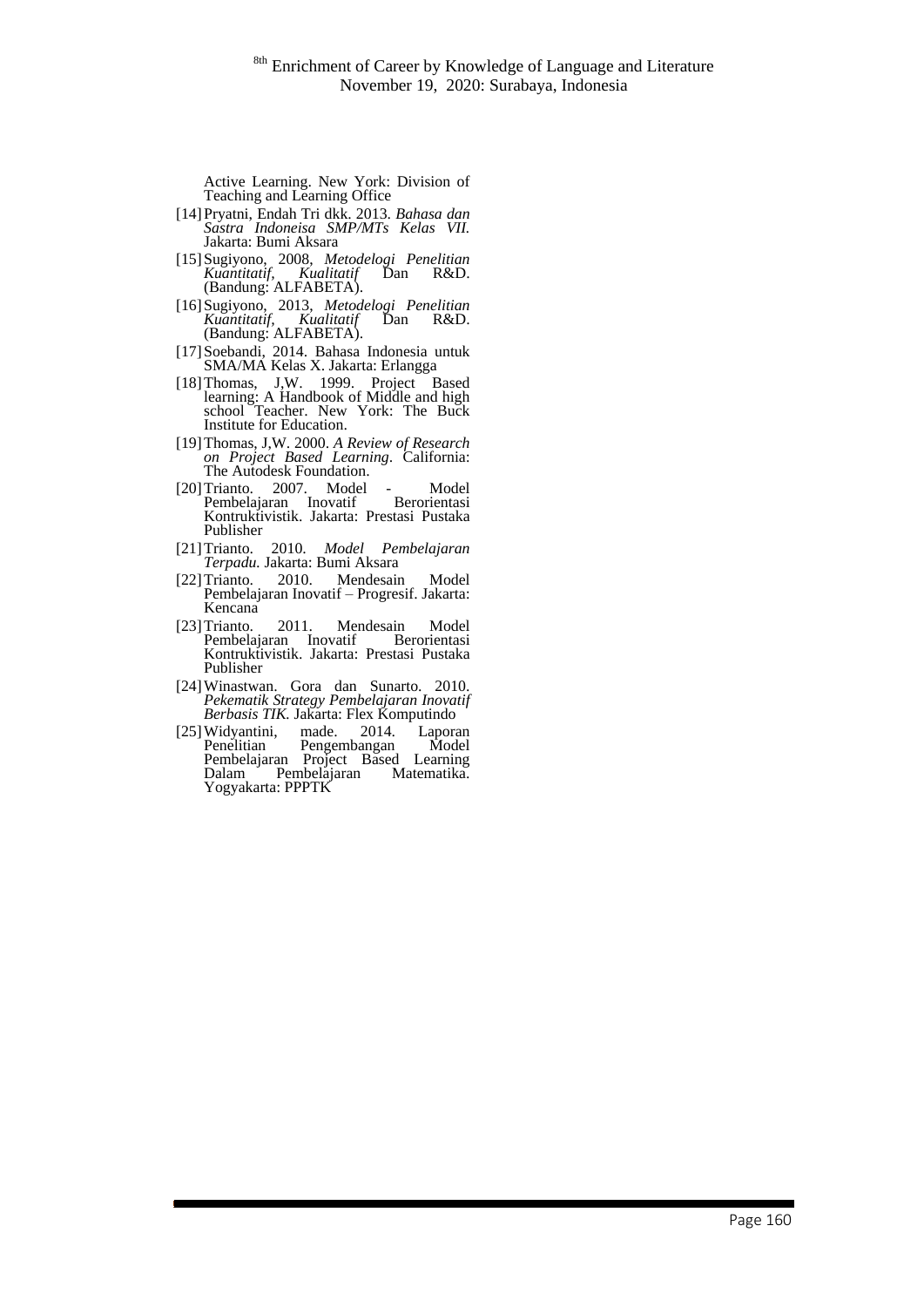Active Learning. New York: Division of Teaching and Learning Office

[14] Pryatni, Endah Tri dkk. 2013. *Bahasa dan Sastra Indoneisa SMP/MTs Kelas VII.* Jakarta: Bumi Aksara

[15] Sugiyono, 2008, *Metodelogi Penelitian Kuantitatif, Kualitatif* Dan R&D. (Bandung: ALFABETA).

[16] Sugiyono, 2013, *Metodelogi Penelitian Kuantitatif, Kualitatif* Dan R&D. (Bandung: ALFABETA).

[17] Soebandi, 2014. Bahasa Indonesia untuk SMA/MA Kelas X. Jakarta: Erlangga

[18] Thomas, J,W. 1999. Project Based learning: A Handbook of Middle and high school Teacher. New York: The Buck Institute for Education.

[19] Thomas, J,W. 2000. *A Review of Research on Project Based Learning*. California: The Autodesk Foundation.

[20] Trianto. 2007. Model - Model Pembelajaran Inovatif Berorientasi Kontruktivistik. Jakarta: Prestasi Pustaka Publisher

[21] Trianto. 2010. *Model Pembelajaran Terpadu.* Jakarta: Bumi Aksara

[22] Trianto. 2010. Mendesain Model Pembelajaran Inovatif – Progresif. Jakarta: Kencana

[23] Trianto. 2011. Mendesain Model Pembelajaran Inovatif Berorientasi Kontruktivistik. Jakarta: Prestasi Pustaka Publisher

[24] Winastwan. Gora dan Sunarto. 2010. *Pekematik Strategy Pembelajaran Inovatif Berbasis TIK.* Jakarta: Flex Komputindo

[25] Widyantini, made. 2014. Laporan Penelitian Pengembangan Model Pembelajaran Project Based Learning Dalam Pembelajaran Matematika. Yogyakarta: PPPTK